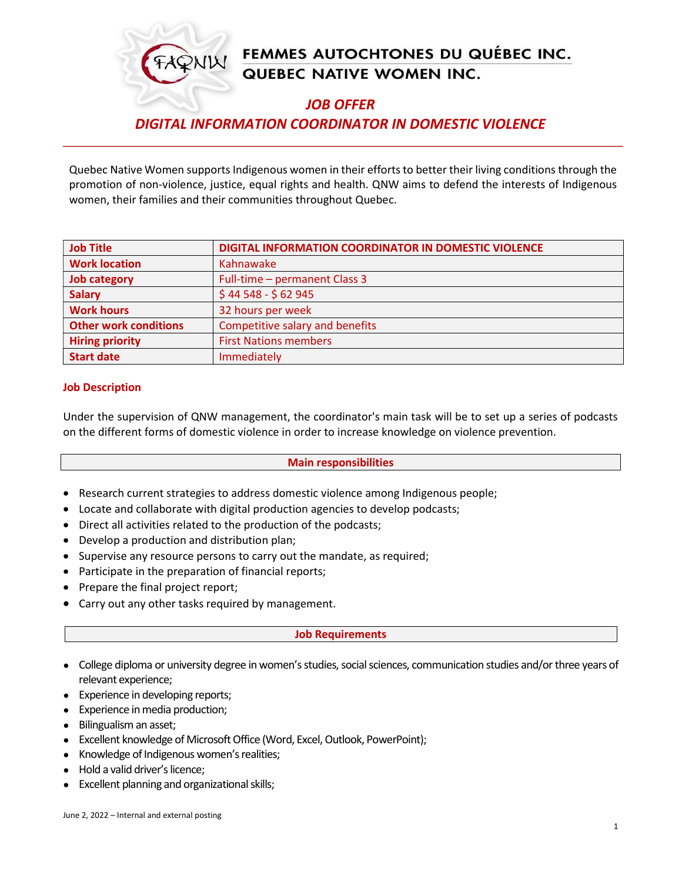# FEMMES AUTOCHTONES DU QUÉBEC INC.
# QUEBEC NATIVE WOMEN INC.

## *JOB OFFER*
## *DIGITAL INFORMATION COORDINATOR IN DOMESTIC VIOLENCE*

Quebec Native Women supports Indigenous women in their efforts to better their living conditions through the promotion of non-violence, justice, equal rights and health. QNW aims to defend the interests of Indigenous women, their families and their communities throughout Quebec.

| | |
|---|---|
| **Job Title** | **DIGITAL INFORMATION COORDINATOR IN DOMESTIC VIOLENCE** |
| **Work location** | Kahnawake |
| **Job category** | Full-time – permanent Class 3 |
| **Salary** | $ 44 548 - $ 62 945 |
| **Work hours** | 32 hours per week |
| **Other work conditions** | Competitive salary and benefits |
| **Hiring priority** | First Nations members |
| **Start date** | Immediately |

### Job Description

Under the supervision of QNW management, the coordinator's main task will be to set up a series of podcasts on the different forms of domestic violence in order to increase knowledge on violence prevention.

### Main responsibilities

- Research current strategies to address domestic violence among Indigenous people;
- Locate and collaborate with digital production agencies to develop podcasts;
- Direct all activities related to the production of the podcasts;
- Develop a production and distribution plan;
- Supervise any resource persons to carry out the mandate, as required;
- Participate in the preparation of financial reports;
- Prepare the final project report;
- Carry out any other tasks required by management.

### Job Requirements

- College diploma or university degree in women's studies, social sciences, communication studies and/or three years of relevant experience;
- Experience in developing reports;
- Experience in media production;
- Bilingualism an asset;
- Excellent knowledge of Microsoft Office (Word, Excel, Outlook, PowerPoint);
- Knowledge of Indigenous women's realities;
- Hold a valid driver's licence;
- Excellent planning and organizational skills;

June 2, 2022 – Internal and external posting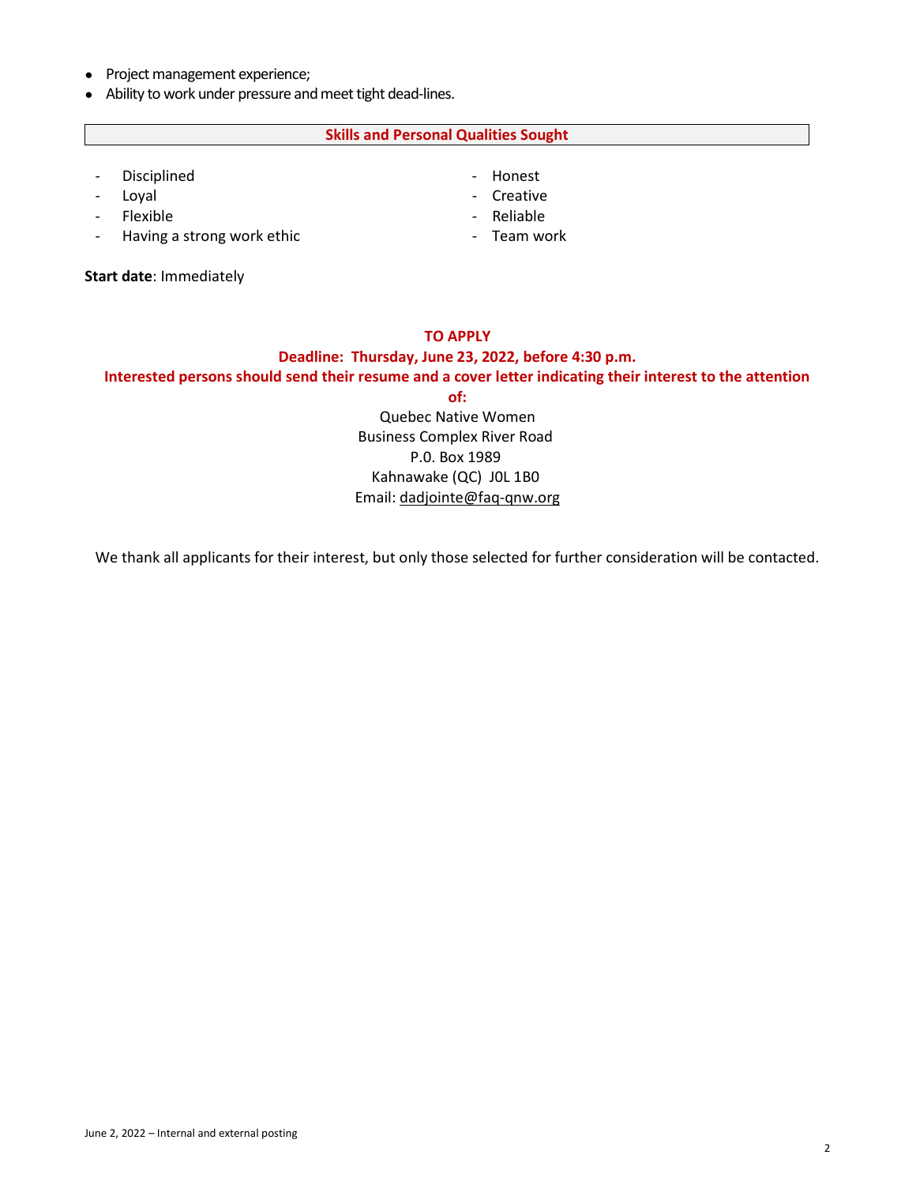- Project management experience;
- Ability to work under pressure and meet tight dead-lines.

## Skills and Personal Qualities Sought

- Disciplined
- Loyal
- Flexible
- Having a strong work ethic
- Honest
- Creative
- Reliable
- Team work

**Start date**: Immediately

**TO APPLY**

**Deadline: Thursday, June 23, 2022, before 4:30 p.m.**

**Interested persons should send their resume and a cover letter indicating their interest to the attention of:**

Quebec Native Women
Business Complex River Road
P.O. Box 1989
Kahnawake (QC) J0L 1B0
Email: dadjointe@faq-qnw.org

We thank all applicants for their interest, but only those selected for further consideration will be contacted.

June 2, 2022 – Internal and external posting